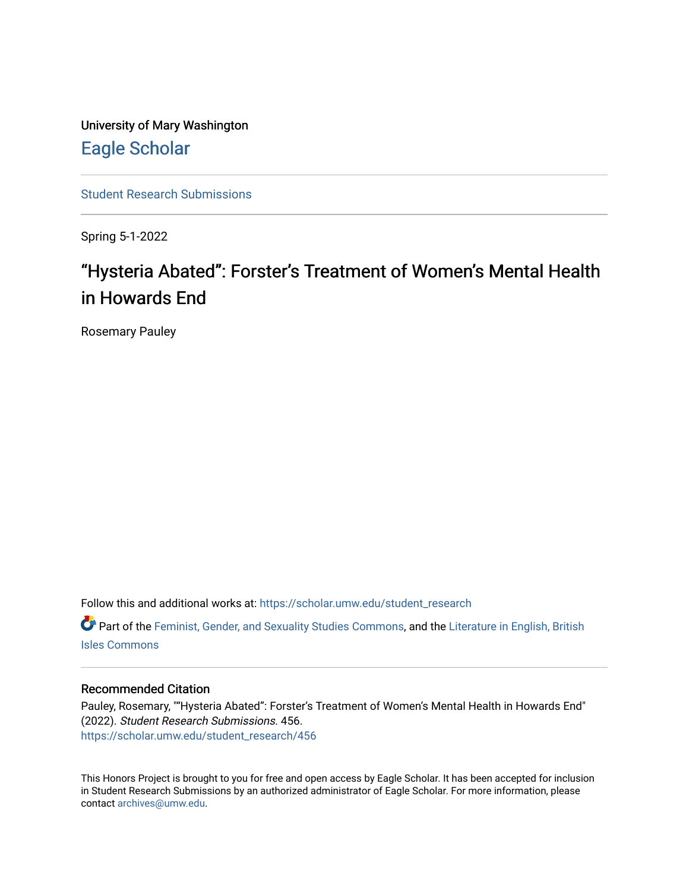University of Mary Washington

# Eagle Scholar

Student Research Submissions

Spring 5-1-2022

# “Hysteria Abated”: Forster’s Treatment of Women’s Mental Health in Howards End

Rosemary Pauley

Follow this and additional works at: https://scholar.umw.edu/student_research

Part of the Feminist, Gender, and Sexuality Studies Commons, and the Literature in English, British Isles Commons

### Recommended Citation

Pauley, Rosemary, "“Hysteria Abated”: Forster’s Treatment of Women’s Mental Health in Howards End" (2022). *Student Research Submissions*. 456.
https://scholar.umw.edu/student_research/456

This Honors Project is brought to you for free and open access by Eagle Scholar. It has been accepted for inclusion in Student Research Submissions by an authorized administrator of Eagle Scholar. For more information, please contact archives@umw.edu.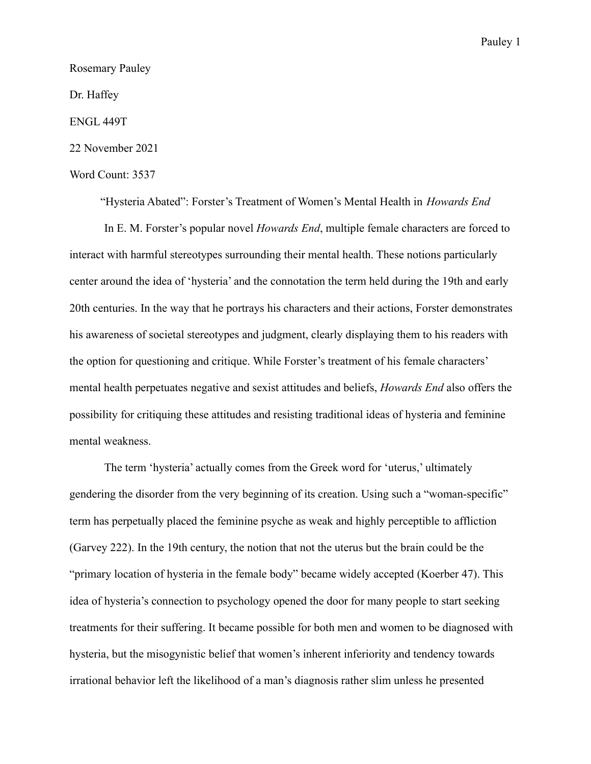Rosemary Pauley

Dr. Haffey

ENGL 449T

22 November 2021

Word Count: 3537

"Hysteria Abated": Forster's Treatment of Women's Mental Health in *Howards End*

In E. M. Forster's popular novel *Howards End*, multiple female characters are forced to interact with harmful stereotypes surrounding their mental health. These notions particularly center around the idea of 'hysteria' and the connotation the term held during the 19th and early 20th centuries. In the way that he portrays his characters and their actions, Forster demonstrates his awareness of societal stereotypes and judgment, clearly displaying them to his readers with the option for questioning and critique. While Forster's treatment of his female characters' mental health perpetuates negative and sexist attitudes and beliefs, *Howards End* also offers the possibility for critiquing these attitudes and resisting traditional ideas of hysteria and feminine mental weakness.

The term 'hysteria' actually comes from the Greek word for 'uterus,' ultimately gendering the disorder from the very beginning of its creation. Using such a "woman-specific" term has perpetually placed the feminine psyche as weak and highly perceptible to affliction (Garvey 222). In the 19th century, the notion that not the uterus but the brain could be the "primary location of hysteria in the female body" became widely accepted (Koerber 47). This idea of hysteria's connection to psychology opened the door for many people to start seeking treatments for their suffering. It became possible for both men and women to be diagnosed with hysteria, but the misogynistic belief that women's inherent inferiority and tendency towards irrational behavior left the likelihood of a man's diagnosis rather slim unless he presented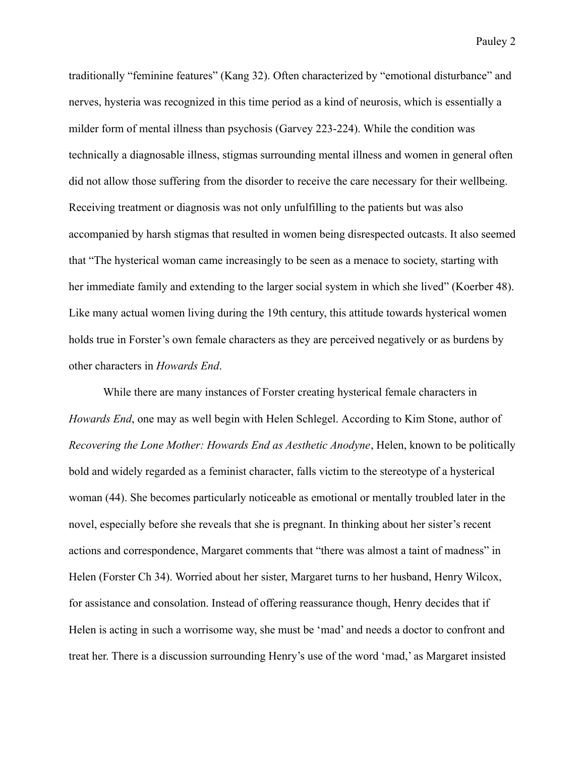traditionally "feminine features" (Kang 32). Often characterized by "emotional disturbance" and nerves, hysteria was recognized in this time period as a kind of neurosis, which is essentially a milder form of mental illness than psychosis (Garvey 223-224). While the condition was technically a diagnosable illness, stigmas surrounding mental illness and women in general often did not allow those suffering from the disorder to receive the care necessary for their wellbeing. Receiving treatment or diagnosis was not only unfulfilling to the patients but was also accompanied by harsh stigmas that resulted in women being disrespected outcasts. It also seemed that "The hysterical woman came increasingly to be seen as a menace to society, starting with her immediate family and extending to the larger social system in which she lived" (Koerber 48). Like many actual women living during the 19th century, this attitude towards hysterical women holds true in Forster's own female characters as they are perceived negatively or as burdens by other characters in *Howards End*.

While there are many instances of Forster creating hysterical female characters in *Howards End*, one may as well begin with Helen Schlegel. According to Kim Stone, author of *Recovering the Lone Mother: Howards End as Aesthetic Anodyne*, Helen, known to be politically bold and widely regarded as a feminist character, falls victim to the stereotype of a hysterical woman (44). She becomes particularly noticeable as emotional or mentally troubled later in the novel, especially before she reveals that she is pregnant. In thinking about her sister's recent actions and correspondence, Margaret comments that "there was almost a taint of madness" in Helen (Forster Ch 34). Worried about her sister, Margaret turns to her husband, Henry Wilcox, for assistance and consolation. Instead of offering reassurance though, Henry decides that if Helen is acting in such a worrisome way, she must be 'mad' and needs a doctor to confront and treat her. There is a discussion surrounding Henry's use of the word 'mad,' as Margaret insisted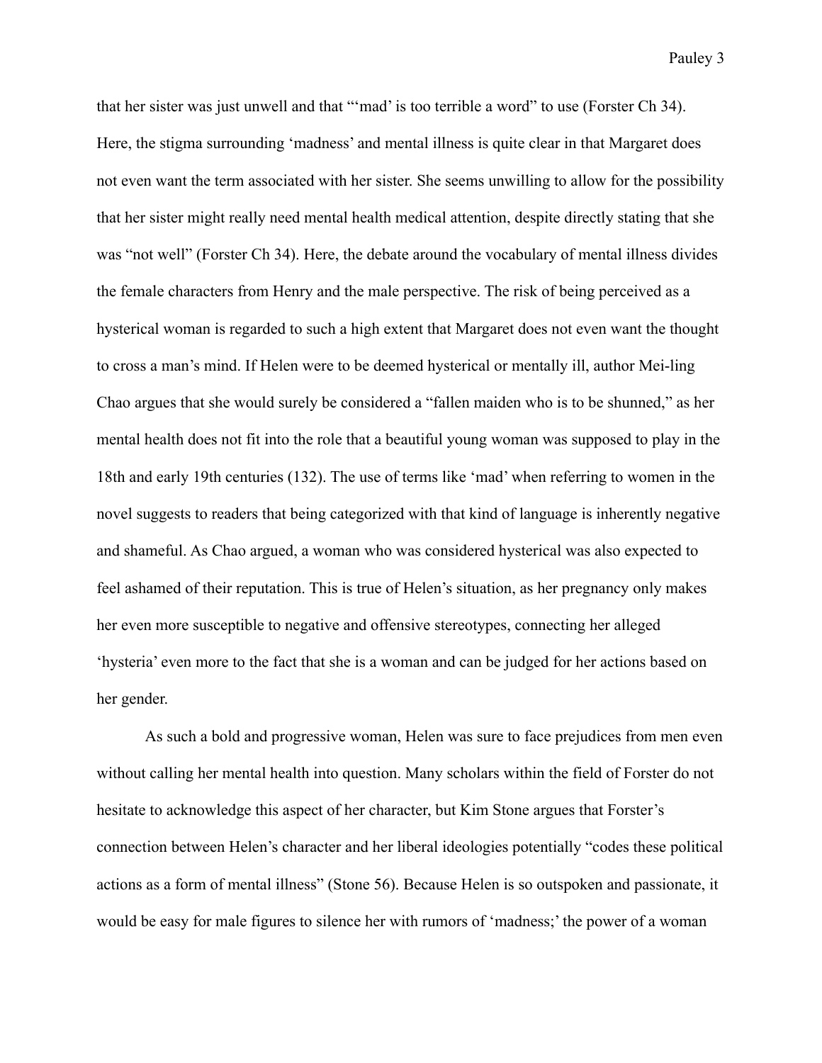that her sister was just unwell and that "'mad' is too terrible a word" to use (Forster Ch 34). Here, the stigma surrounding 'madness' and mental illness is quite clear in that Margaret does not even want the term associated with her sister. She seems unwilling to allow for the possibility that her sister might really need mental health medical attention, despite directly stating that she was "not well" (Forster Ch 34). Here, the debate around the vocabulary of mental illness divides the female characters from Henry and the male perspective. The risk of being perceived as a hysterical woman is regarded to such a high extent that Margaret does not even want the thought to cross a man's mind. If Helen were to be deemed hysterical or mentally ill, author Mei-ling Chao argues that she would surely be considered a "fallen maiden who is to be shunned," as her mental health does not fit into the role that a beautiful young woman was supposed to play in the 18th and early 19th centuries (132). The use of terms like 'mad' when referring to women in the novel suggests to readers that being categorized with that kind of language is inherently negative and shameful. As Chao argued, a woman who was considered hysterical was also expected to feel ashamed of their reputation. This is true of Helen's situation, as her pregnancy only makes her even more susceptible to negative and offensive stereotypes, connecting her alleged 'hysteria' even more to the fact that she is a woman and can be judged for her actions based on her gender.

As such a bold and progressive woman, Helen was sure to face prejudices from men even without calling her mental health into question. Many scholars within the field of Forster do not hesitate to acknowledge this aspect of her character, but Kim Stone argues that Forster's connection between Helen's character and her liberal ideologies potentially "codes these political actions as a form of mental illness" (Stone 56). Because Helen is so outspoken and passionate, it would be easy for male figures to silence her with rumors of 'madness;' the power of a woman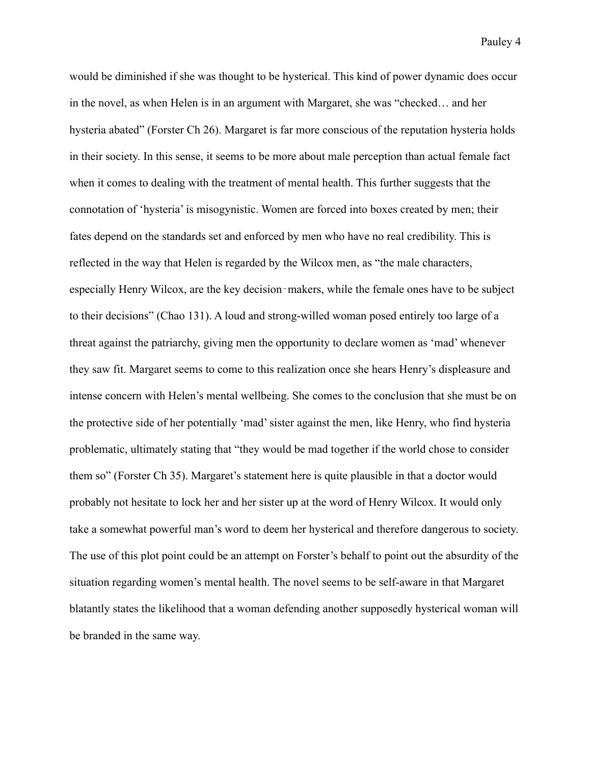would be diminished if she was thought to be hysterical. This kind of power dynamic does occur in the novel, as when Helen is in an argument with Margaret, she was "checked… and her hysteria abated" (Forster Ch 26). Margaret is far more conscious of the reputation hysteria holds in their society. In this sense, it seems to be more about male perception than actual female fact when it comes to dealing with the treatment of mental health. This further suggests that the connotation of 'hysteria' is misogynistic. Women are forced into boxes created by men; their fates depend on the standards set and enforced by men who have no real credibility. This is reflected in the way that Helen is regarded by the Wilcox men, as "the male characters, especially Henry Wilcox, are the key decision‑makers, while the female ones have to be subject to their decisions" (Chao 131). A loud and strong-willed woman posed entirely too large of a threat against the patriarchy, giving men the opportunity to declare women as 'mad' whenever they saw fit. Margaret seems to come to this realization once she hears Henry's displeasure and intense concern with Helen's mental wellbeing. She comes to the conclusion that she must be on the protective side of her potentially 'mad' sister against the men, like Henry, who find hysteria problematic, ultimately stating that "they would be mad together if the world chose to consider them so" (Forster Ch 35). Margaret's statement here is quite plausible in that a doctor would probably not hesitate to lock her and her sister up at the word of Henry Wilcox. It would only take a somewhat powerful man's word to deem her hysterical and therefore dangerous to society. The use of this plot point could be an attempt on Forster's behalf to point out the absurdity of the situation regarding women's mental health. The novel seems to be self-aware in that Margaret blatantly states the likelihood that a woman defending another supposedly hysterical woman will be branded in the same way.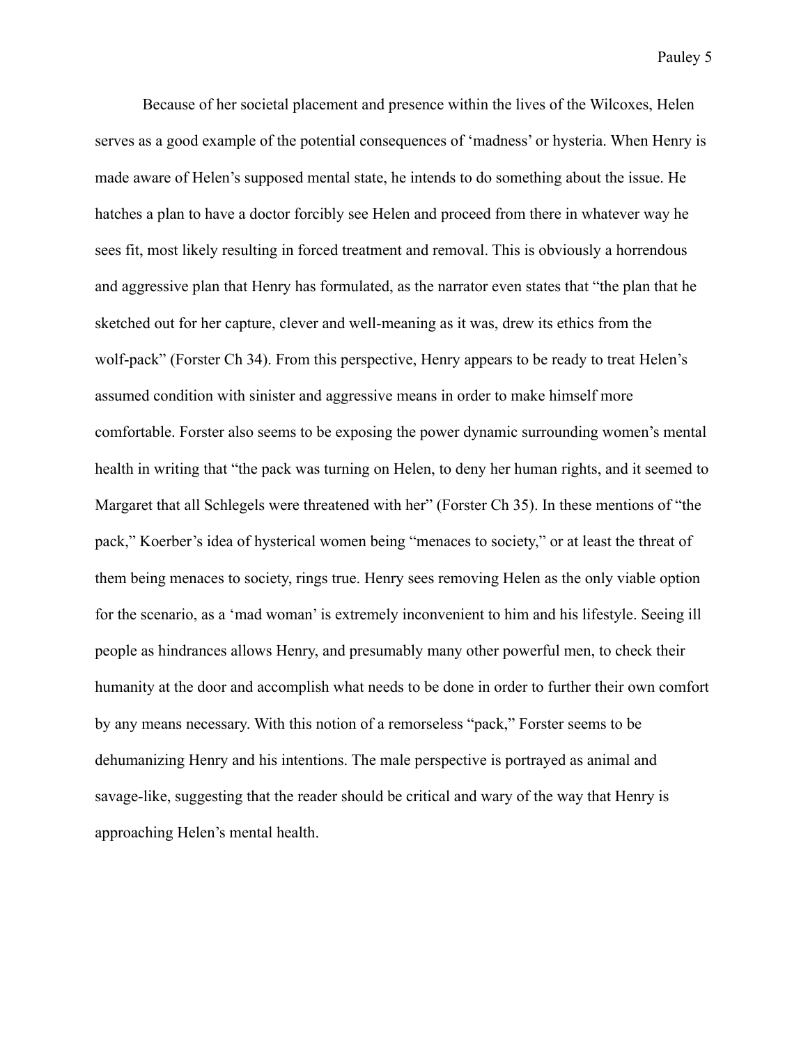Because of her societal placement and presence within the lives of the Wilcoxes, Helen serves as a good example of the potential consequences of 'madness' or hysteria. When Henry is made aware of Helen's supposed mental state, he intends to do something about the issue. He hatches a plan to have a doctor forcibly see Helen and proceed from there in whatever way he sees fit, most likely resulting in forced treatment and removal. This is obviously a horrendous and aggressive plan that Henry has formulated, as the narrator even states that "the plan that he sketched out for her capture, clever and well-meaning as it was, drew its ethics from the wolf-pack" (Forster Ch 34). From this perspective, Henry appears to be ready to treat Helen's assumed condition with sinister and aggressive means in order to make himself more comfortable. Forster also seems to be exposing the power dynamic surrounding women's mental health in writing that "the pack was turning on Helen, to deny her human rights, and it seemed to Margaret that all Schlegels were threatened with her" (Forster Ch 35). In these mentions of "the pack," Koerber's idea of hysterical women being "menaces to society," or at least the threat of them being menaces to society, rings true. Henry sees removing Helen as the only viable option for the scenario, as a 'mad woman' is extremely inconvenient to him and his lifestyle. Seeing ill people as hindrances allows Henry, and presumably many other powerful men, to check their humanity at the door and accomplish what needs to be done in order to further their own comfort by any means necessary. With this notion of a remorseless "pack," Forster seems to be dehumanizing Henry and his intentions. The male perspective is portrayed as animal and savage-like, suggesting that the reader should be critical and wary of the way that Henry is approaching Helen's mental health.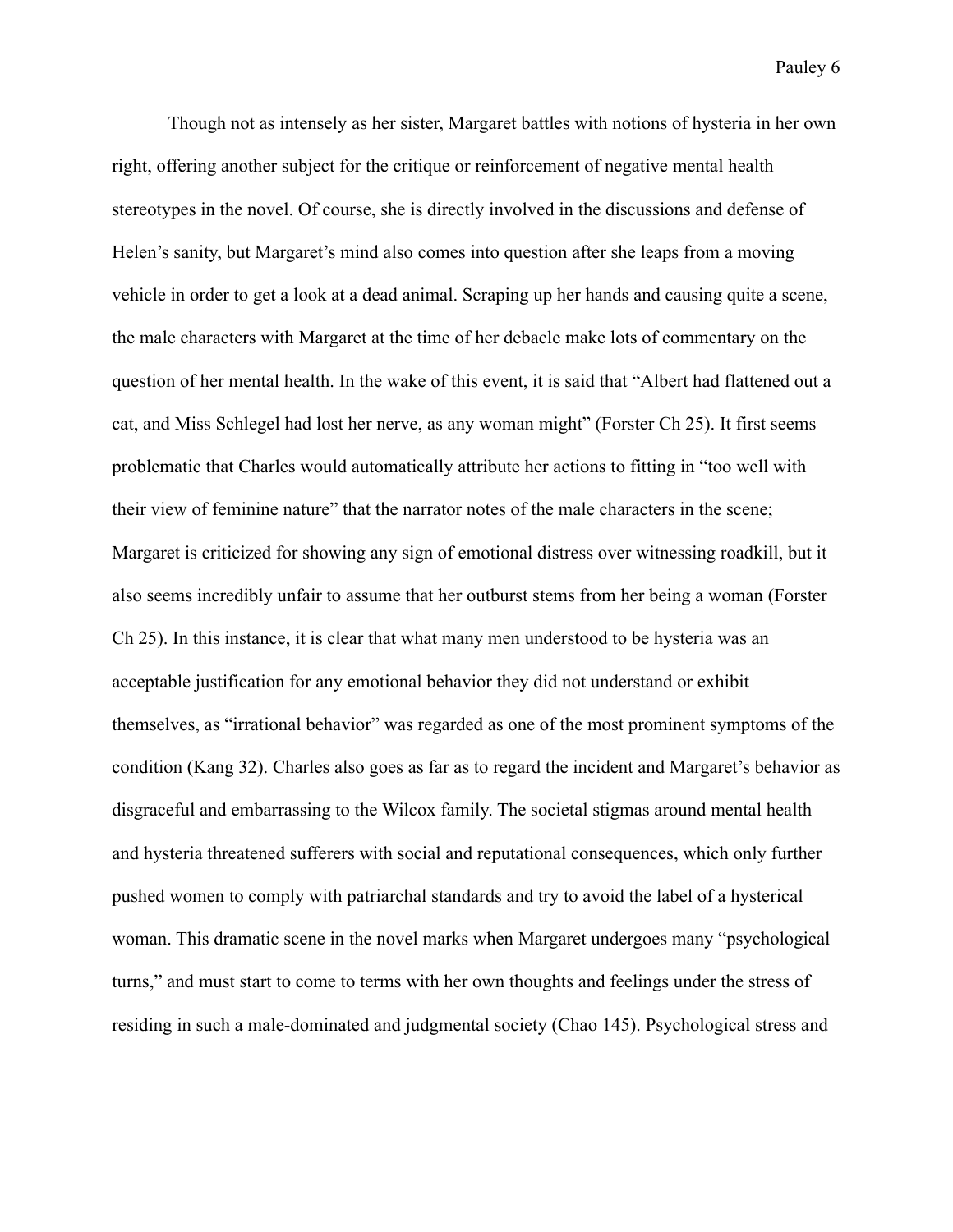Though not as intensely as her sister, Margaret battles with notions of hysteria in her own right, offering another subject for the critique or reinforcement of negative mental health stereotypes in the novel. Of course, she is directly involved in the discussions and defense of Helen's sanity, but Margaret's mind also comes into question after she leaps from a moving vehicle in order to get a look at a dead animal. Scraping up her hands and causing quite a scene, the male characters with Margaret at the time of her debacle make lots of commentary on the question of her mental health. In the wake of this event, it is said that "Albert had flattened out a cat, and Miss Schlegel had lost her nerve, as any woman might" (Forster Ch 25). It first seems problematic that Charles would automatically attribute her actions to fitting in "too well with their view of feminine nature" that the narrator notes of the male characters in the scene; Margaret is criticized for showing any sign of emotional distress over witnessing roadkill, but it also seems incredibly unfair to assume that her outburst stems from her being a woman (Forster Ch 25). In this instance, it is clear that what many men understood to be hysteria was an acceptable justification for any emotional behavior they did not understand or exhibit themselves, as "irrational behavior" was regarded as one of the most prominent symptoms of the condition (Kang 32). Charles also goes as far as to regard the incident and Margaret's behavior as disgraceful and embarrassing to the Wilcox family. The societal stigmas around mental health and hysteria threatened sufferers with social and reputational consequences, which only further pushed women to comply with patriarchal standards and try to avoid the label of a hysterical woman. This dramatic scene in the novel marks when Margaret undergoes many "psychological turns," and must start to come to terms with her own thoughts and feelings under the stress of residing in such a male-dominated and judgmental society (Chao 145). Psychological stress and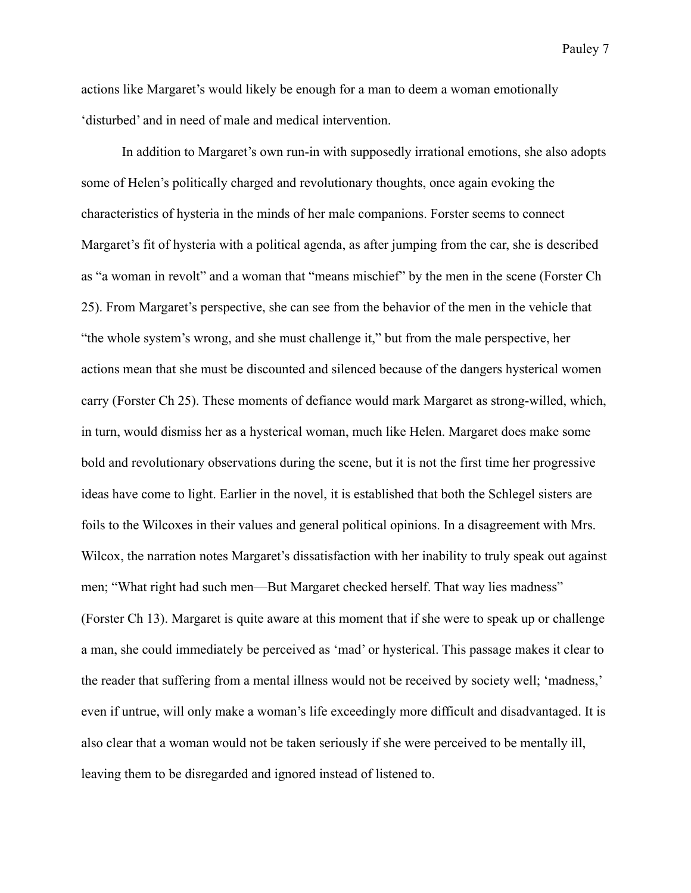actions like Margaret's would likely be enough for a man to deem a woman emotionally 'disturbed' and in need of male and medical intervention.

In addition to Margaret's own run-in with supposedly irrational emotions, she also adopts some of Helen's politically charged and revolutionary thoughts, once again evoking the characteristics of hysteria in the minds of her male companions. Forster seems to connect Margaret's fit of hysteria with a political agenda, as after jumping from the car, she is described as "a woman in revolt" and a woman that "means mischief" by the men in the scene (Forster Ch 25). From Margaret's perspective, she can see from the behavior of the men in the vehicle that "the whole system's wrong, and she must challenge it," but from the male perspective, her actions mean that she must be discounted and silenced because of the dangers hysterical women carry (Forster Ch 25). These moments of defiance would mark Margaret as strong-willed, which, in turn, would dismiss her as a hysterical woman, much like Helen. Margaret does make some bold and revolutionary observations during the scene, but it is not the first time her progressive ideas have come to light. Earlier in the novel, it is established that both the Schlegel sisters are foils to the Wilcoxes in their values and general political opinions. In a disagreement with Mrs. Wilcox, the narration notes Margaret's dissatisfaction with her inability to truly speak out against men; "What right had such men—But Margaret checked herself. That way lies madness" (Forster Ch 13). Margaret is quite aware at this moment that if she were to speak up or challenge a man, she could immediately be perceived as 'mad' or hysterical. This passage makes it clear to the reader that suffering from a mental illness would not be received by society well; 'madness,' even if untrue, will only make a woman's life exceedingly more difficult and disadvantaged. It is also clear that a woman would not be taken seriously if she were perceived to be mentally ill, leaving them to be disregarded and ignored instead of listened to.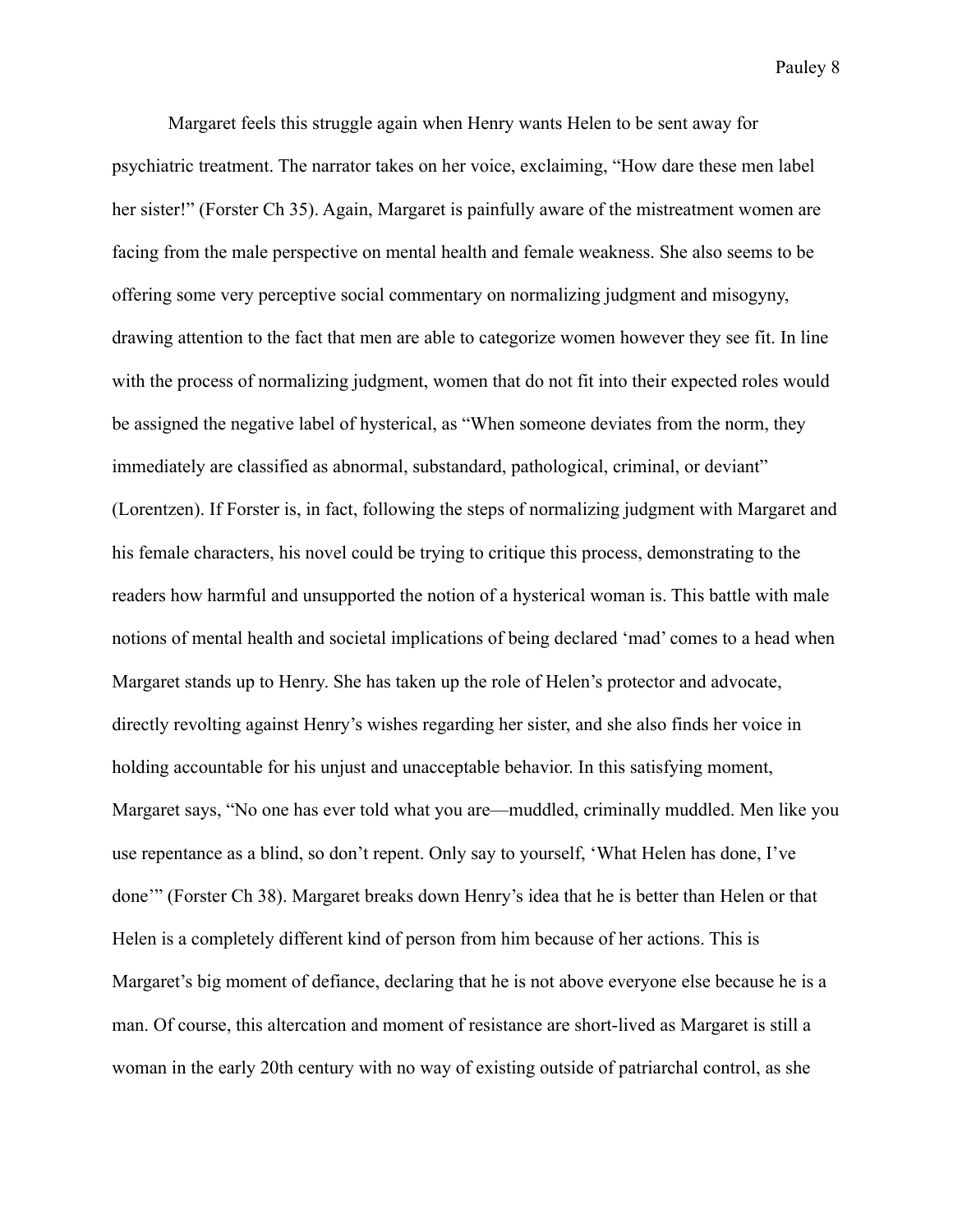Margaret feels this struggle again when Henry wants Helen to be sent away for psychiatric treatment. The narrator takes on her voice, exclaiming, "How dare these men label her sister!" (Forster Ch 35). Again, Margaret is painfully aware of the mistreatment women are facing from the male perspective on mental health and female weakness. She also seems to be offering some very perceptive social commentary on normalizing judgment and misogyny, drawing attention to the fact that men are able to categorize women however they see fit. In line with the process of normalizing judgment, women that do not fit into their expected roles would be assigned the negative label of hysterical, as "When someone deviates from the norm, they immediately are classified as abnormal, substandard, pathological, criminal, or deviant" (Lorentzen). If Forster is, in fact, following the steps of normalizing judgment with Margaret and his female characters, his novel could be trying to critique this process, demonstrating to the readers how harmful and unsupported the notion of a hysterical woman is. This battle with male notions of mental health and societal implications of being declared 'mad' comes to a head when Margaret stands up to Henry. She has taken up the role of Helen's protector and advocate, directly revolting against Henry's wishes regarding her sister, and she also finds her voice in holding accountable for his unjust and unacceptable behavior. In this satisfying moment, Margaret says, "No one has ever told what you are—muddled, criminally muddled. Men like you use repentance as a blind, so don't repent. Only say to yourself, 'What Helen has done, I've done'" (Forster Ch 38). Margaret breaks down Henry's idea that he is better than Helen or that Helen is a completely different kind of person from him because of her actions. This is Margaret's big moment of defiance, declaring that he is not above everyone else because he is a man. Of course, this altercation and moment of resistance are short-lived as Margaret is still a woman in the early 20th century with no way of existing outside of patriarchal control, as she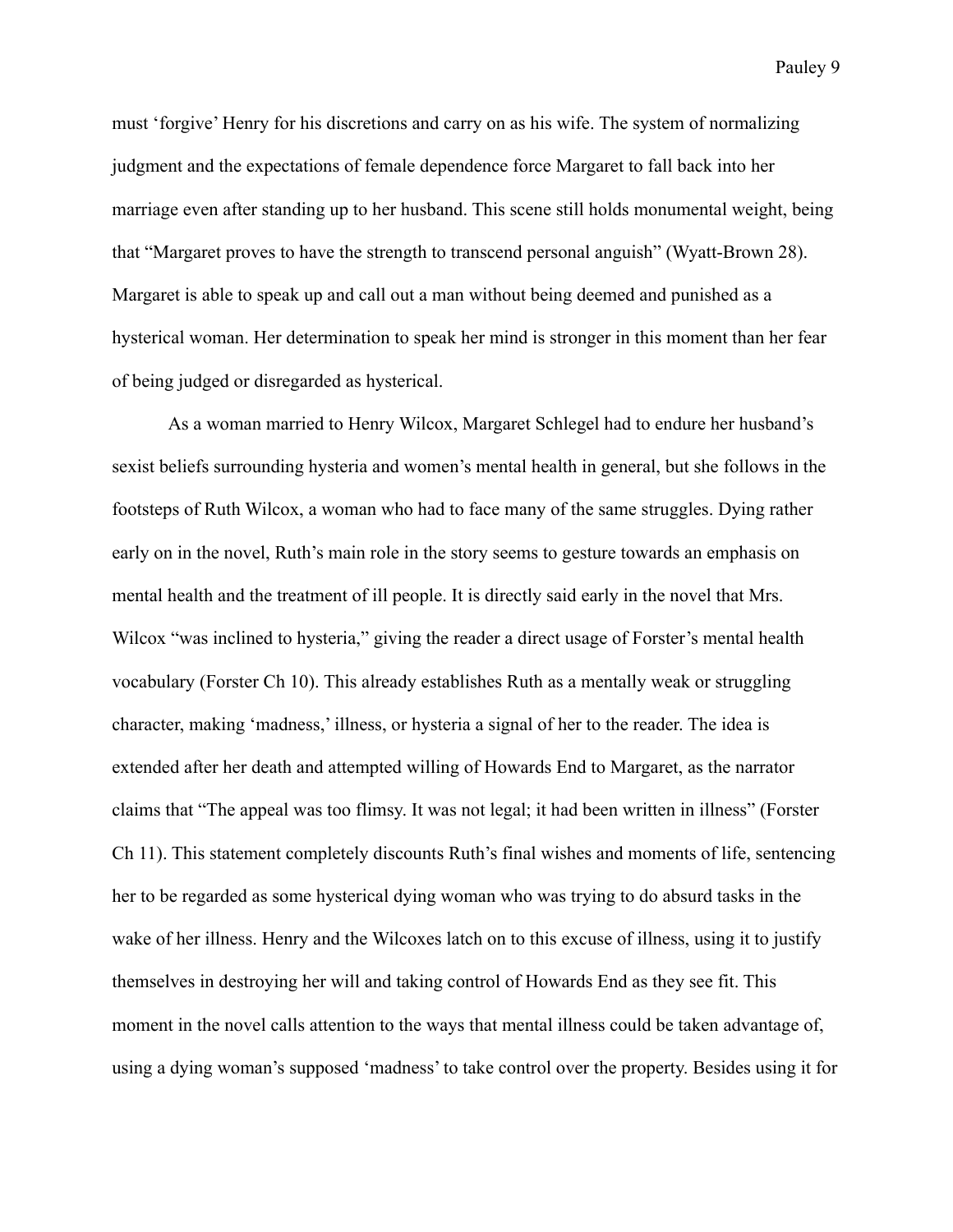must 'forgive' Henry for his discretions and carry on as his wife. The system of normalizing judgment and the expectations of female dependence force Margaret to fall back into her marriage even after standing up to her husband. This scene still holds monumental weight, being that "Margaret proves to have the strength to transcend personal anguish" (Wyatt-Brown 28). Margaret is able to speak up and call out a man without being deemed and punished as a hysterical woman. Her determination to speak her mind is stronger in this moment than her fear of being judged or disregarded as hysterical.

As a woman married to Henry Wilcox, Margaret Schlegel had to endure her husband's sexist beliefs surrounding hysteria and women's mental health in general, but she follows in the footsteps of Ruth Wilcox, a woman who had to face many of the same struggles. Dying rather early on in the novel, Ruth's main role in the story seems to gesture towards an emphasis on mental health and the treatment of ill people. It is directly said early in the novel that Mrs. Wilcox "was inclined to hysteria," giving the reader a direct usage of Forster's mental health vocabulary (Forster Ch 10). This already establishes Ruth as a mentally weak or struggling character, making 'madness,' illness, or hysteria a signal of her to the reader. The idea is extended after her death and attempted willing of Howards End to Margaret, as the narrator claims that "The appeal was too flimsy. It was not legal; it had been written in illness" (Forster Ch 11). This statement completely discounts Ruth's final wishes and moments of life, sentencing her to be regarded as some hysterical dying woman who was trying to do absurd tasks in the wake of her illness. Henry and the Wilcoxes latch on to this excuse of illness, using it to justify themselves in destroying her will and taking control of Howards End as they see fit. This moment in the novel calls attention to the ways that mental illness could be taken advantage of, using a dying woman's supposed 'madness' to take control over the property. Besides using it for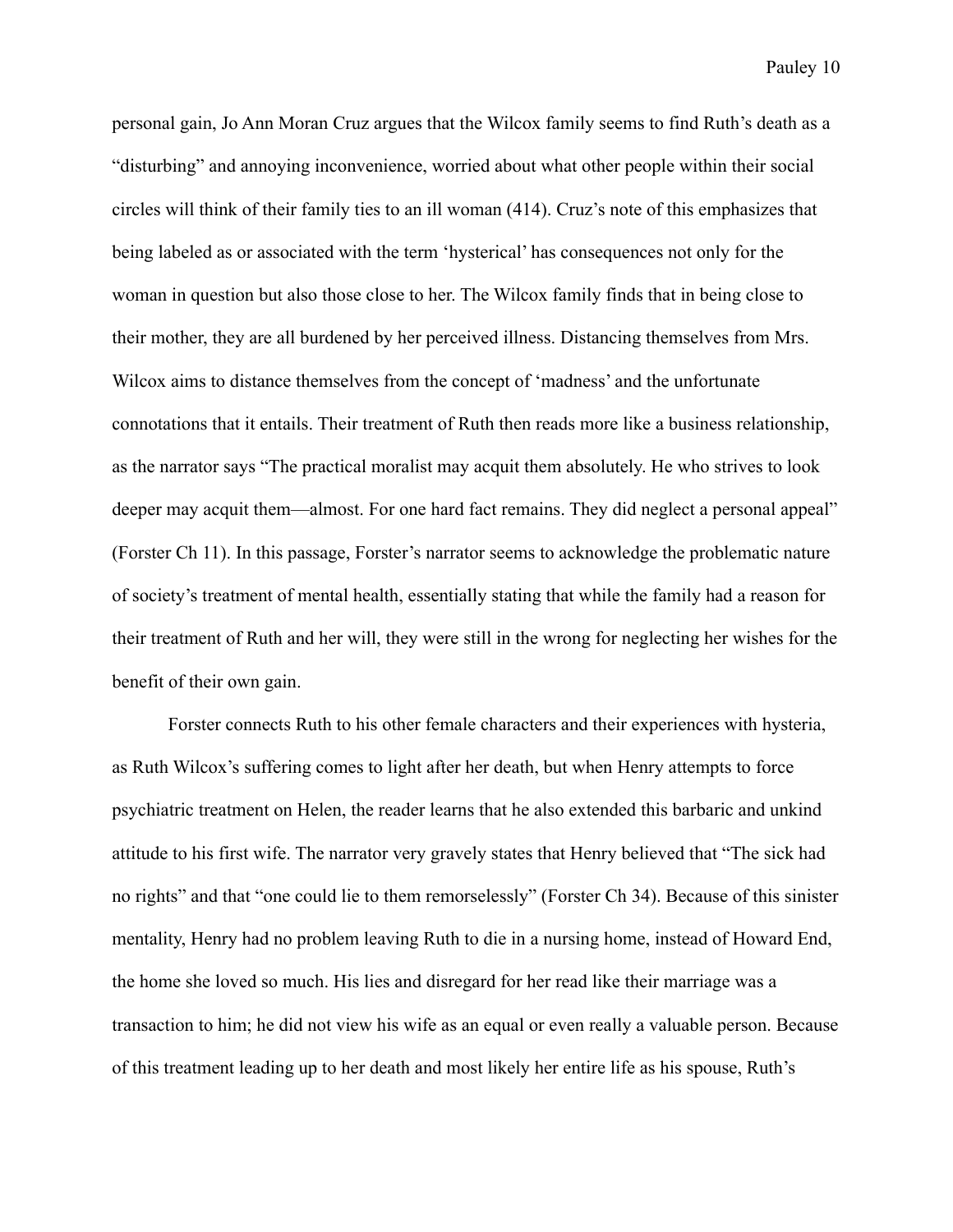personal gain, Jo Ann Moran Cruz argues that the Wilcox family seems to find Ruth's death as a "disturbing" and annoying inconvenience, worried about what other people within their social circles will think of their family ties to an ill woman (414). Cruz's note of this emphasizes that being labeled as or associated with the term 'hysterical' has consequences not only for the woman in question but also those close to her. The Wilcox family finds that in being close to their mother, they are all burdened by her perceived illness. Distancing themselves from Mrs. Wilcox aims to distance themselves from the concept of 'madness' and the unfortunate connotations that it entails. Their treatment of Ruth then reads more like a business relationship, as the narrator says "The practical moralist may acquit them absolutely. He who strives to look deeper may acquit them—almost. For one hard fact remains. They did neglect a personal appeal" (Forster Ch 11). In this passage, Forster's narrator seems to acknowledge the problematic nature of society's treatment of mental health, essentially stating that while the family had a reason for their treatment of Ruth and her will, they were still in the wrong for neglecting her wishes for the benefit of their own gain.

Forster connects Ruth to his other female characters and their experiences with hysteria, as Ruth Wilcox's suffering comes to light after her death, but when Henry attempts to force psychiatric treatment on Helen, the reader learns that he also extended this barbaric and unkind attitude to his first wife. The narrator very gravely states that Henry believed that "The sick had no rights" and that "one could lie to them remorselessly" (Forster Ch 34). Because of this sinister mentality, Henry had no problem leaving Ruth to die in a nursing home, instead of Howard End, the home she loved so much. His lies and disregard for her read like their marriage was a transaction to him; he did not view his wife as an equal or even really a valuable person. Because of this treatment leading up to her death and most likely her entire life as his spouse, Ruth's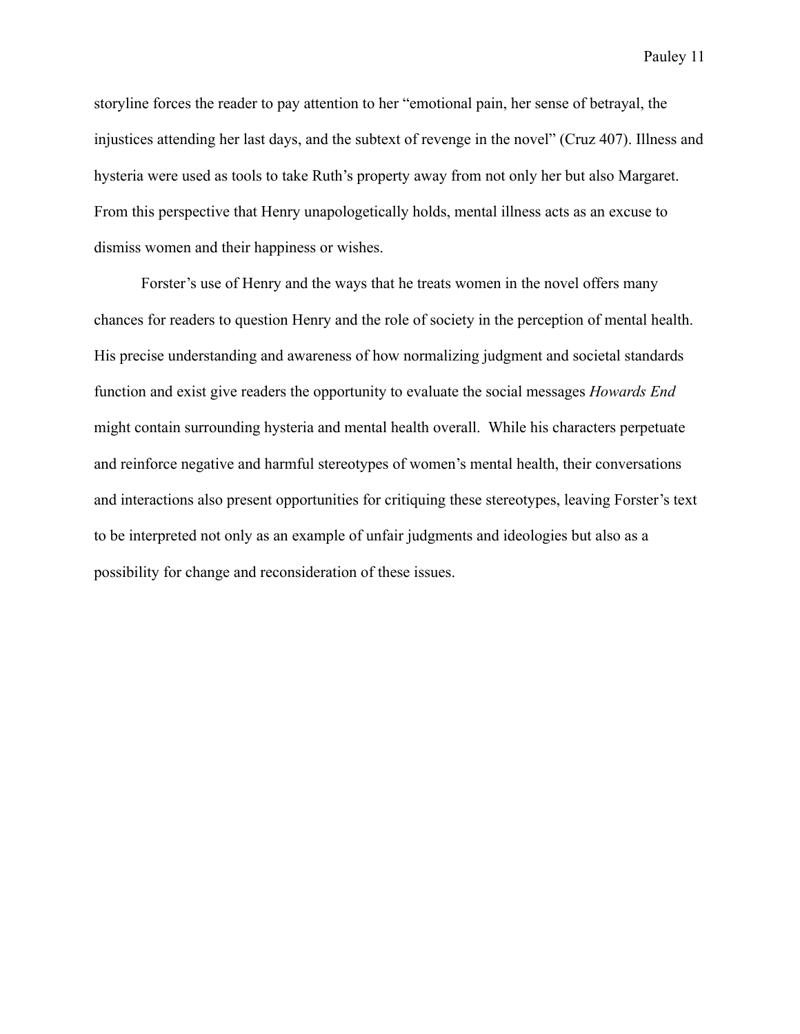storyline forces the reader to pay attention to her "emotional pain, her sense of betrayal, the injustices attending her last days, and the subtext of revenge in the novel" (Cruz 407). Illness and hysteria were used as tools to take Ruth's property away from not only her but also Margaret. From this perspective that Henry unapologetically holds, mental illness acts as an excuse to dismiss women and their happiness or wishes.

Forster's use of Henry and the ways that he treats women in the novel offers many chances for readers to question Henry and the role of society in the perception of mental health. His precise understanding and awareness of how normalizing judgment and societal standards function and exist give readers the opportunity to evaluate the social messages *Howards End* might contain surrounding hysteria and mental health overall. While his characters perpetuate and reinforce negative and harmful stereotypes of women's mental health, their conversations and interactions also present opportunities for critiquing these stereotypes, leaving Forster's text to be interpreted not only as an example of unfair judgments and ideologies but also as a possibility for change and reconsideration of these issues.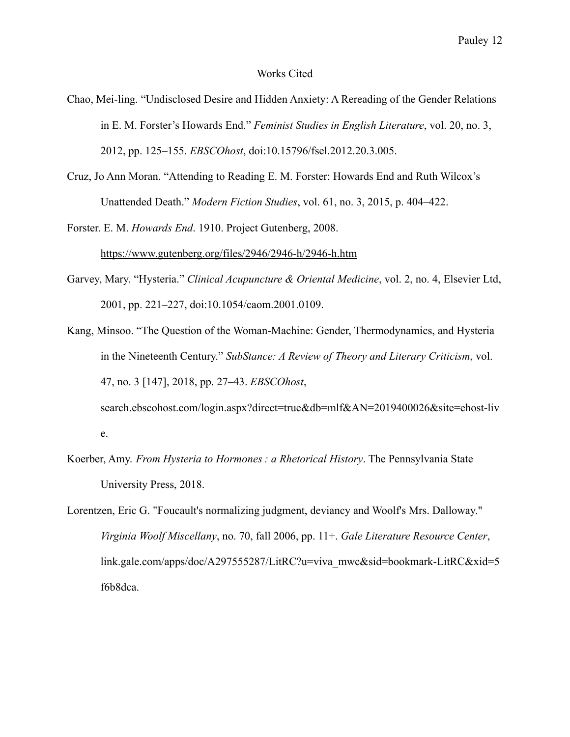# Works Cited

Chao, Mei-ling. "Undisclosed Desire and Hidden Anxiety: A Rereading of the Gender Relations in E. M. Forster's Howards End." *Feminist Studies in English Literature*, vol. 20, no. 3, 2012, pp. 125–155. *EBSCOhost*, doi:10.15796/fsel.2012.20.3.005.

Cruz, Jo Ann Moran. "Attending to Reading E. M. Forster: Howards End and Ruth Wilcox's Unattended Death." *Modern Fiction Studies*, vol. 61, no. 3, 2015, p. 404–422.

Forster. E. M. *Howards End*. 1910. Project Gutenberg, 2008. https://www.gutenberg.org/files/2946/2946-h/2946-h.htm

Garvey, Mary. "Hysteria." *Clinical Acupuncture & Oriental Medicine*, vol. 2, no. 4, Elsevier Ltd, 2001, pp. 221–227, doi:10.1054/caom.2001.0109.

Kang, Minsoo. "The Question of the Woman-Machine: Gender, Thermodynamics, and Hysteria in the Nineteenth Century." *SubStance: A Review of Theory and Literary Criticism*, vol. 47, no. 3 [147], 2018, pp. 27–43. *EBSCOhost*, search.ebscohost.com/login.aspx?direct=true&db=mlf&AN=2019400026&site=ehost-live.

Koerber, Amy. *From Hysteria to Hormones : a Rhetorical History*. The Pennsylvania State University Press, 2018.

Lorentzen, Eric G. "Foucault's normalizing judgment, deviancy and Woolf's Mrs. Dalloway." *Virginia Woolf Miscellany*, no. 70, fall 2006, pp. 11+. *Gale Literature Resource Center*, link.gale.com/apps/doc/A297555287/LitRC?u=viva_mwc&sid=bookmark-LitRC&xid=5f6b8dca.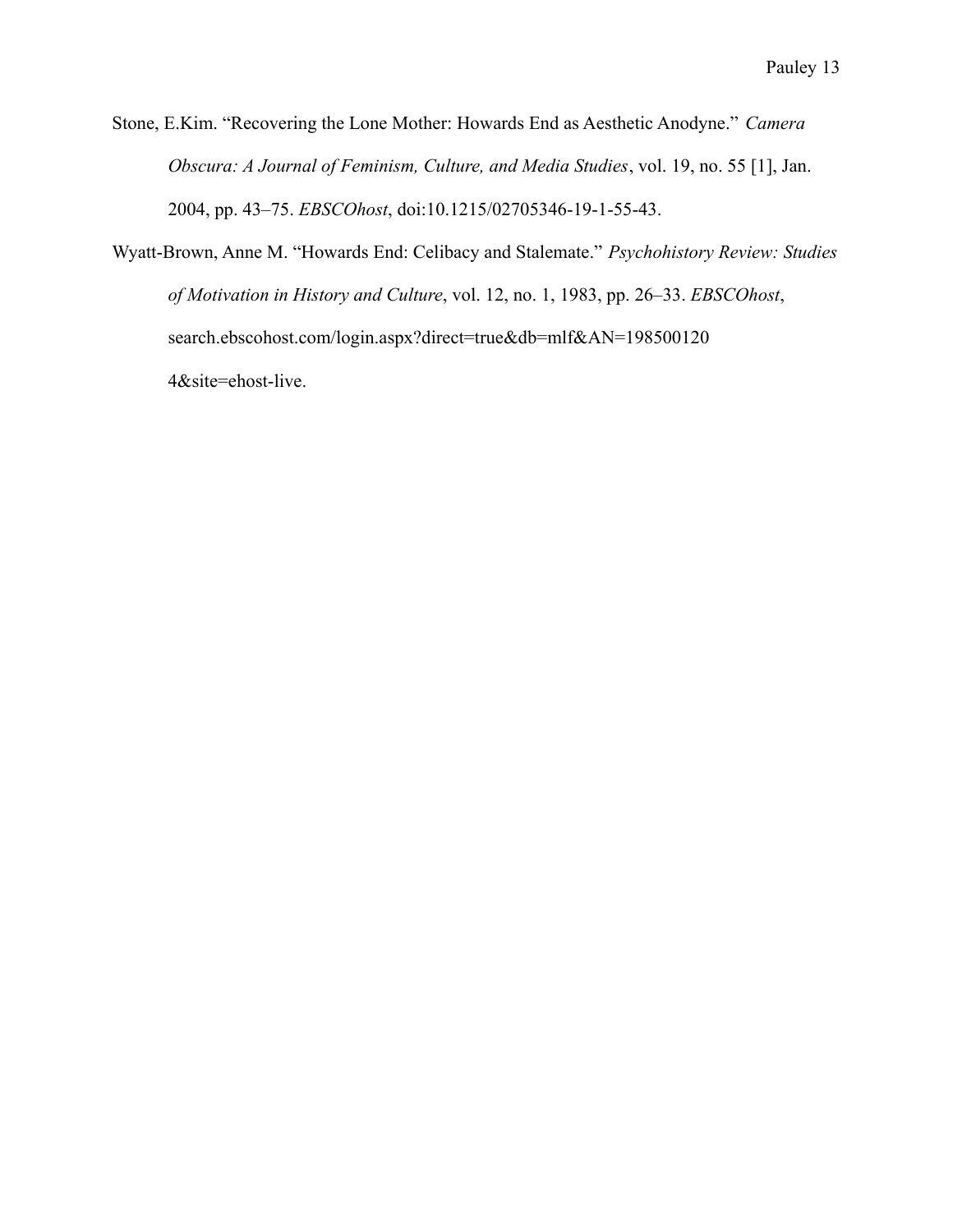Stone, E.Kim. "Recovering the Lone Mother: Howards End as Aesthetic Anodyne." *Camera Obscura: A Journal of Feminism, Culture, and Media Studies*, vol. 19, no. 55 [1], Jan. 2004, pp. 43–75. *EBSCOhost*, doi:10.1215/02705346-19-1-55-43.

Wyatt-Brown, Anne M. "Howards End: Celibacy and Stalemate." *Psychohistory Review: Studies of Motivation in History and Culture*, vol. 12, no. 1, 1983, pp. 26–33. *EBSCOhost*, search.ebscohost.com/login.aspx?direct=true&db=mlf&AN=198500120 4&site=ehost-live.